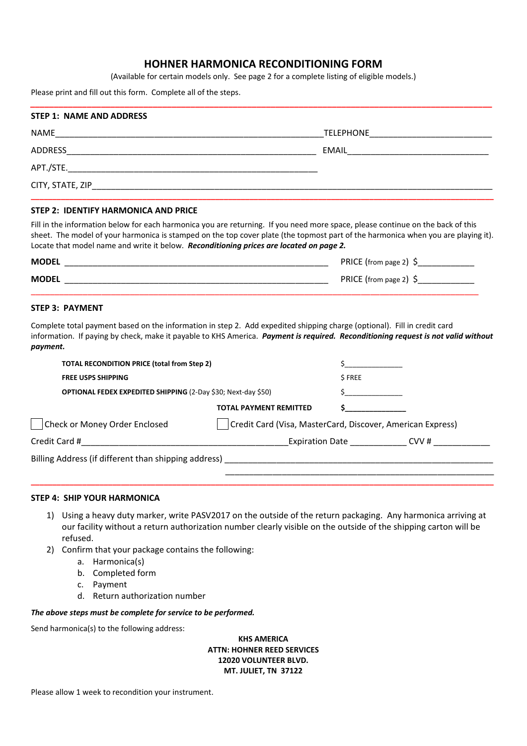# HOHNER HARMONICA RECONDITIONING FORM

(Available for certain models only. See page 2 for a complete listing of eligible models.)

Please print and fill out this form. Complete all of the steps.

## STEP 1: NAME AND ADDRESS

NAME\_\_\_\_\_\_\_\_\_\_\_\_\_\_\_\_\_\_\_\_\_\_\_\_\_\_\_\_\_\_\_\_\_\_\_\_\_\_\_\_\_\_\_\_ TELEPHONE\_\_\_\_\_\_\_\_\_\_\_\_\_\_\_\_\_\_\_\_\_\_\_\_

ADDRESS\_\_\_\_\_\_\_\_\_\_\_\_\_\_\_\_\_\_\_\_\_\_\_\_\_\_\_\_\_\_\_\_\_\_\_\_\_\_\_\_\_ EMAIL\_\_\_\_\_\_\_\_\_\_\_\_\_\_\_\_\_\_\_\_\_\_\_\_\_\_\_\_

APT./STE.\_\_\_\_\_\_\_\_\_\_\_\_\_\_\_\_\_\_\_\_\_\_\_\_\_\_\_\_\_\_\_\_\_\_\_\_\_\_\_\_\_

CITY, STATE, ZIP\_\_\_\_\_\_\_\_\_\_\_\_\_\_\_\_\_\_\_\_\_\_\_\_\_\_\_\_\_\_\_\_\_\_\_\_\_\_\_\_\_\_\_\_\_\_\_\_\_\_\_\_\_\_\_\_\_\_\_\_

## STEP 2: IDENTIFY HARMONICA AND PRICE

Fill in the information below for each harmonica you are returning. If you need more space, please continue on the back of this sheet. The model of your harmonica is stamped on the top cover plate (the topmost part of the harmonica when you are playing it). Locate that model name and write it below. ***Reconditioning prices are located on page 2.***

**MODEL** \_\_\_\_\_\_\_\_\_\_\_\_\_\_\_\_\_\_\_\_\_\_\_\_\_\_\_\_\_\_\_\_\_\_\_\_\_\_\_\_\_\_\_\_ PRICE (from page 2) $\_\_\_\_\_\_\_\_\_\_\_\_

**MODEL** \_\_\_\_\_\_\_\_\_\_\_\_\_\_\_\_\_\_\_\_\_\_\_\_\_\_\_\_\_\_\_\_\_\_\_\_\_\_\_\_\_\_\_\_ PRICE (from page 2) $\_\_\_\_\_\_\_\_\_\_\_\_

## STEP 3: PAYMENT

Complete total payment based on the information in step 2. Add expedited shipping charge (optional). Fill in credit card information. If paying by check, make it payable to KHS America. ***Payment is required. Reconditioning request is not valid without payment.***

| | |
|---|---|
| **TOTAL RECONDITION PRICE (total from Step 2)** | $\_\_\_\_\_\_\_\_\_\_\_\_\_\_ |
| **FREE USPS SHIPPING** | $ FREE |
| **OPTIONAL FEDEX EXPEDITED SHIPPING** (2-Day $30; Next-day $50) | $\_\_\_\_\_\_\_\_\_\_\_\_\_\_ |
| **TOTAL PAYMENT REMITTED** | **$\_\_\_\_\_\_\_\_\_\_\_\_\_\_** |

☐ Check or Money Order Enclosed ☐ Credit Card (Visa, MasterCard, Discover, American Express)

Credit Card #\_\_\_\_\_\_\_\_\_\_\_\_\_\_\_\_\_\_\_\_\_\_\_\_\_\_\_\_\_\_\_\_\_\_\_\_\_\_\_\_ Expiration Date \_\_\_\_\_\_\_\_\_\_\_\_ CVV # \_\_\_\_\_\_\_\_\_\_\_\_

Billing Address (if different than shipping address) \_\_\_\_\_\_\_\_\_\_\_\_\_\_\_\_\_\_\_\_\_\_\_\_\_\_\_\_\_\_\_\_\_\_\_\_\_\_\_\_\_\_\_\_

\_\_\_\_\_\_\_\_\_\_\_\_\_\_\_\_\_\_\_\_\_\_\_\_\_\_\_\_\_\_\_\_\_\_\_\_\_\_\_\_\_\_\_\_\_\_\_\_\_\_\_\_\_\_\_\_

## STEP 4: SHIP YOUR HARMONICA

1) Using a heavy duty marker, write PASV2017 on the outside of the return packaging. Any harmonica arriving at our facility without a return authorization number clearly visible on the outside of the shipping carton will be refused.
2) Confirm that your package contains the following:
   a. Harmonica(s)
   b. Completed form
   c. Payment
   d. Return authorization number

***The above steps must be complete for service to be performed.***

Send harmonica(s) to the following address:

**KHS AMERICA**
**ATTN: HOHNER REED SERVICES**
**12020 VOLUNTEER BLVD.**
**MT. JULIET, TN 37122**

Please allow 1 week to recondition your instrument.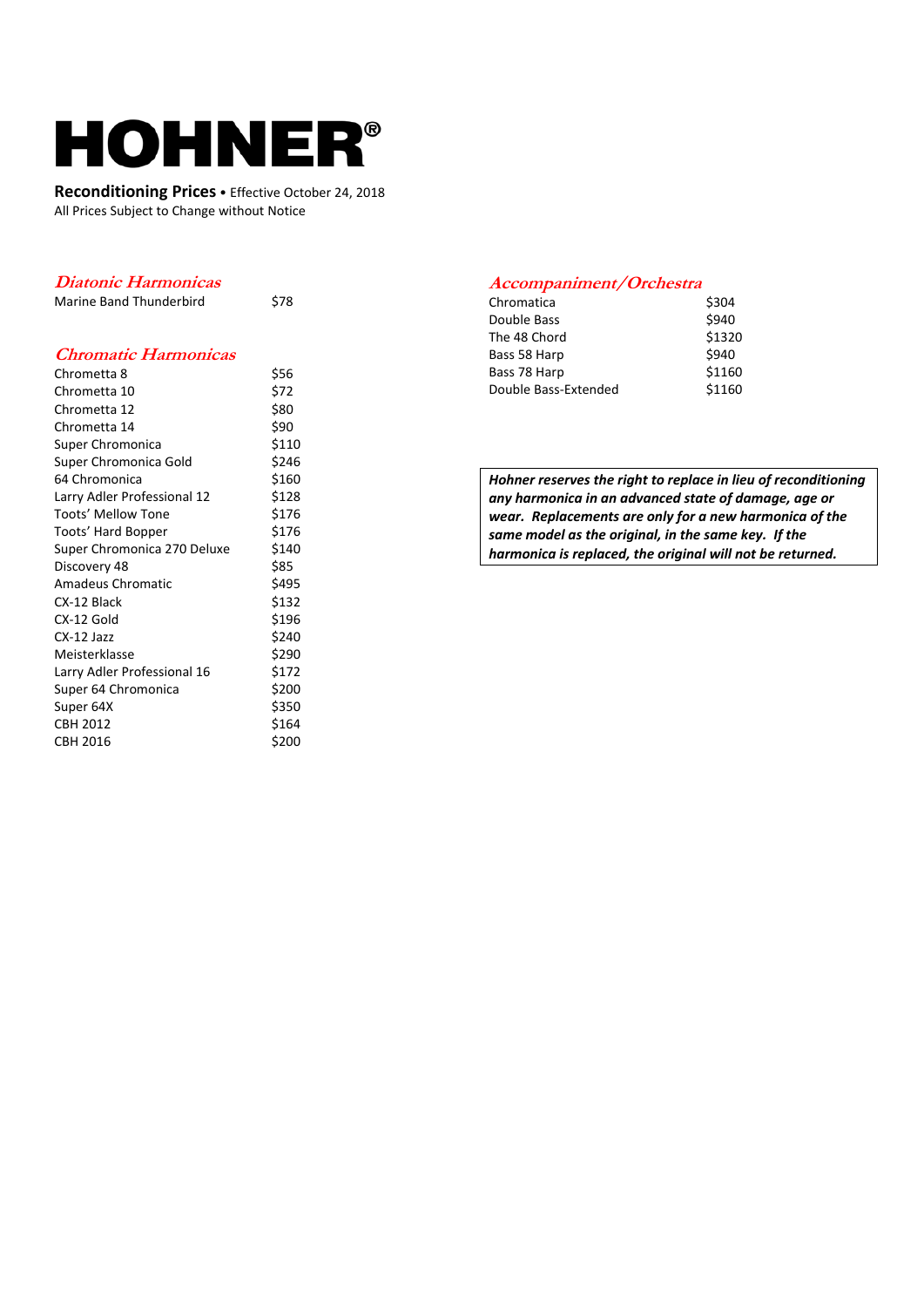# HOHNER®

**Reconditioning Prices** • Effective October 24, 2018
All Prices Subject to Change without Notice

## *Diatonic Harmonicas*

| | |
|---|---|
| Marine Band Thunderbird | $78 |

## *Chromatic Harmonicas*

| | |
|---|---|
| Chrometta 8 | $56 |
| Chrometta 10 | $72 |
| Chrometta 12 | $80 |
| Chrometta 14 | $90 |
| Super Chromonica | $110 |
| Super Chromonica Gold | $246 |
| 64 Chromonica | $160 |
| Larry Adler Professional 12 | $128 |
| Toots' Mellow Tone | $176 |
| Toots' Hard Bopper | $176 |
| Super Chromonica 270 Deluxe | $140 |
| Discovery 48 | $85 |
| Amadeus Chromatic | $495 |
| CX-12 Black | $132 |
| CX-12 Gold | $196 |
| CX-12 Jazz | $240 |
| Meisterklasse | $290 |
| Larry Adler Professional 16 | $172 |
| Super 64 Chromonica | $200 |
| Super 64X | $350 |
| CBH 2012 | $164 |
| CBH 2016 | $200 |

## *Accompaniment/Orchestra*

| | |
|---|---|
| Chromatica | $304 |
| Double Bass | $940 |
| The 48 Chord | $1320 |
| Bass 58 Harp | $940 |
| Bass 78 Harp | $1160 |
| Double Bass-Extended | $1160 |

***Hohner reserves the right to replace in lieu of reconditioning any harmonica in an advanced state of damage, age or wear. Replacements are only for a new harmonica of the same model as the original, in the same key. If the harmonica is replaced, the original will not be returned.***